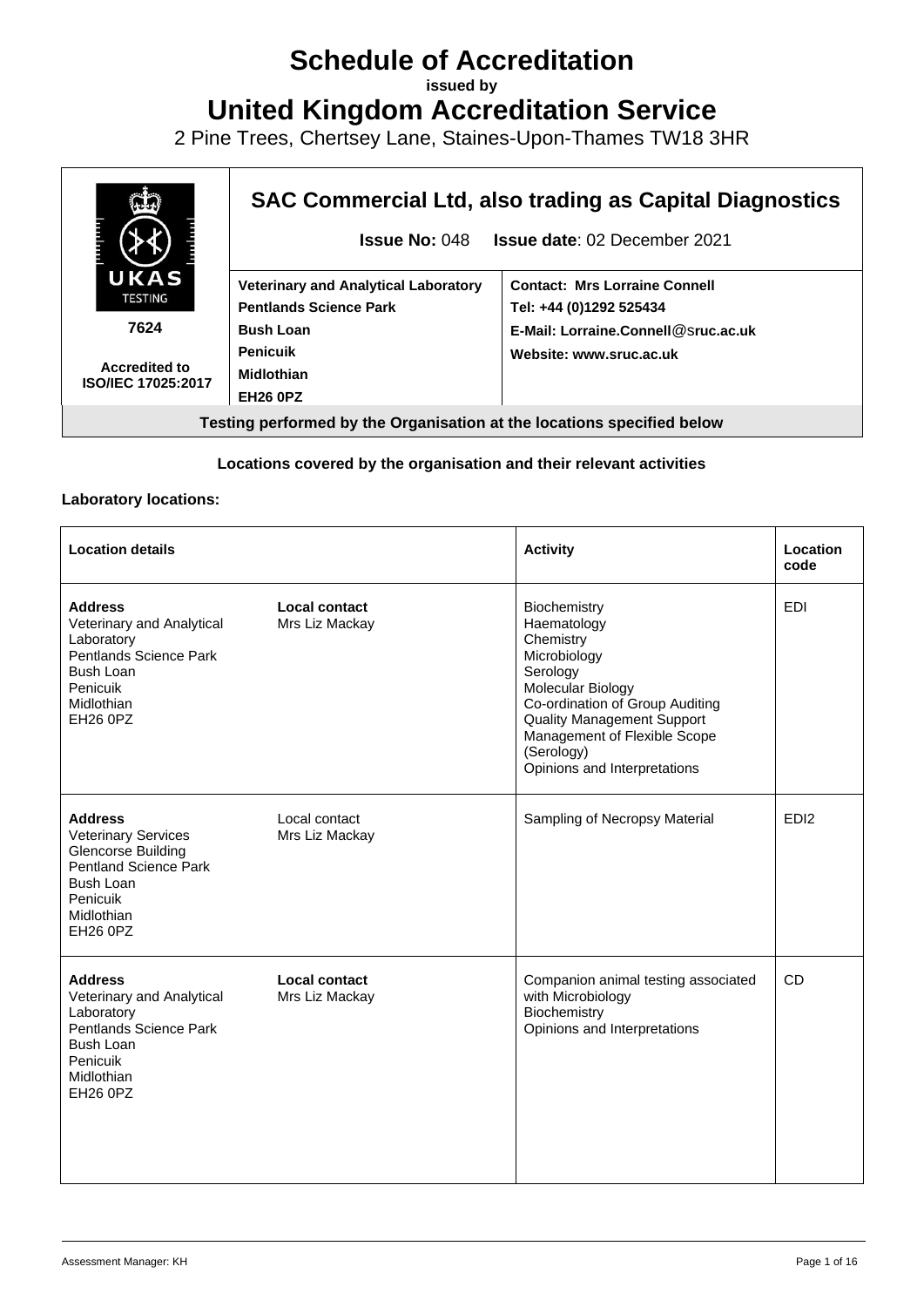# Schedule of Accreditation

**issued by**

# United Kingdom Accreditation Service

2 Pine Trees, Chertsey Lane, Staines-Upon-Thames TW18 3HR

| | | |
|---|---|---|
| UKAS TESTING<br>**7624**<br>**Accredited to ISO/IEC 17025:2017** | **SAC Commercial Ltd, also trading as Capital Diagnostics**<br>**Issue No:** 048 **Issue date**: 02 December 2021 | |
| | **Veterinary and Analytical Laboratory**<br>**Pentlands Science Park**<br>**Bush Loan**<br>**Penicuik**<br>**Midlothian**<br>**EH26 0PZ** | **Contact: Mrs Lorraine Connell**<br>**Tel: +44 (0)1292 525434**<br>**E-Mail: Lorraine.Connell@sruc.ac.uk**<br>**Website: www.sruc.ac.uk** |
| **Testing performed by the Organisation at the locations specified below** | | |

**Locations covered by the organisation and their relevant activities**

**Laboratory locations:**

| **Location details** | | **Activity** | **Location code** |
|---|---|---|---|
| **Address**<br>Veterinary and Analytical Laboratory<br>Pentlands Science Park<br>Bush Loan<br>Penicuik<br>Midlothian<br>EH26 0PZ | **Local contact**<br>Mrs Liz Mackay | Biochemistry<br>Haematology<br>Chemistry<br>Microbiology<br>Serology<br>Molecular Biology<br>Co-ordination of Group Auditing<br>Quality Management Support<br>Management of Flexible Scope (Serology)<br>Opinions and Interpretations | EDI |
| **Address**<br>Veterinary Services<br>Glencorse Building<br>Pentland Science Park<br>Bush Loan<br>Penicuik<br>Midlothian<br>EH26 0PZ | Local contact<br>Mrs Liz Mackay | Sampling of Necropsy Material | EDI2 |
| **Address**<br>Veterinary and Analytical Laboratory<br>Pentlands Science Park<br>Bush Loan<br>Penicuik<br>Midlothian<br>EH26 0PZ | **Local contact**<br>Mrs Liz Mackay | Companion animal testing associated with Microbiology<br>Biochemistry<br>Opinions and Interpretations | CD |

Assessment Manager: KH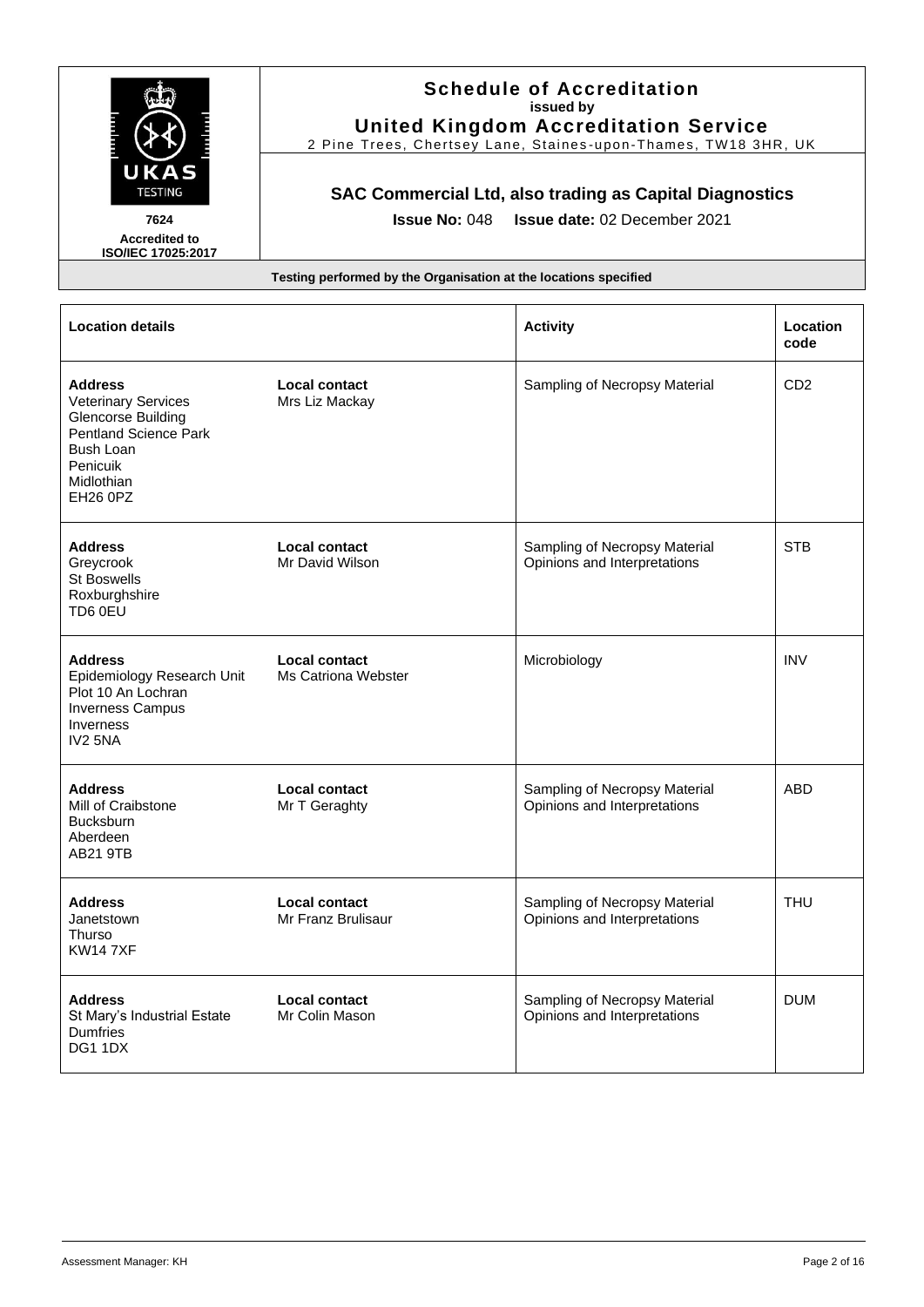**Schedule of Accreditation**
**issued by**
**United Kingdom Accreditation Service**
2 Pine Trees, Chertsey Lane, Staines-upon-Thames, TW18 3HR, UK

UKAS TESTING
**7624**
**Accredited to ISO/IEC 17025:2017**

## SAC Commercial Ltd, also trading as Capital Diagnostics

**Issue No:** 048 **Issue date:** 02 December 2021

**Testing performed by the Organisation at the locations specified**

| Location details | | Activity | Location code |
|---|---|---|---|
| **Address**<br>Veterinary Services<br>Glencorse Building<br>Pentland Science Park<br>Bush Loan<br>Penicuik<br>Midlothian<br>EH26 0PZ | **Local contact**<br>Mrs Liz Mackay | Sampling of Necropsy Material | CD2 |
| **Address**<br>Greycrook<br>St Boswells<br>Roxburghshire<br>TD6 0EU | **Local contact**<br>Mr David Wilson | Sampling of Necropsy Material<br>Opinions and Interpretations | STB |
| **Address**<br>Epidemiology Research Unit<br>Plot 10 An Lochran<br>Inverness Campus<br>Inverness<br>IV2 5NA | **Local contact**<br>Ms Catriona Webster | Microbiology | INV |
| **Address**<br>Mill of Craibstone<br>Bucksburn<br>Aberdeen<br>AB21 9TB | **Local contact**<br>Mr T Geraghty | Sampling of Necropsy Material<br>Opinions and Interpretations | ABD |
| **Address**<br>Janetstown<br>Thurso<br>KW14 7XF | **Local contact**<br>Mr Franz Brulisaur | Sampling of Necropsy Material<br>Opinions and Interpretations | THU |
| **Address**<br>St Mary's Industrial Estate<br>Dumfries<br>DG1 1DX | **Local contact**<br>Mr Colin Mason | Sampling of Necropsy Material<br>Opinions and Interpretations | DUM |

Assessment Manager: KH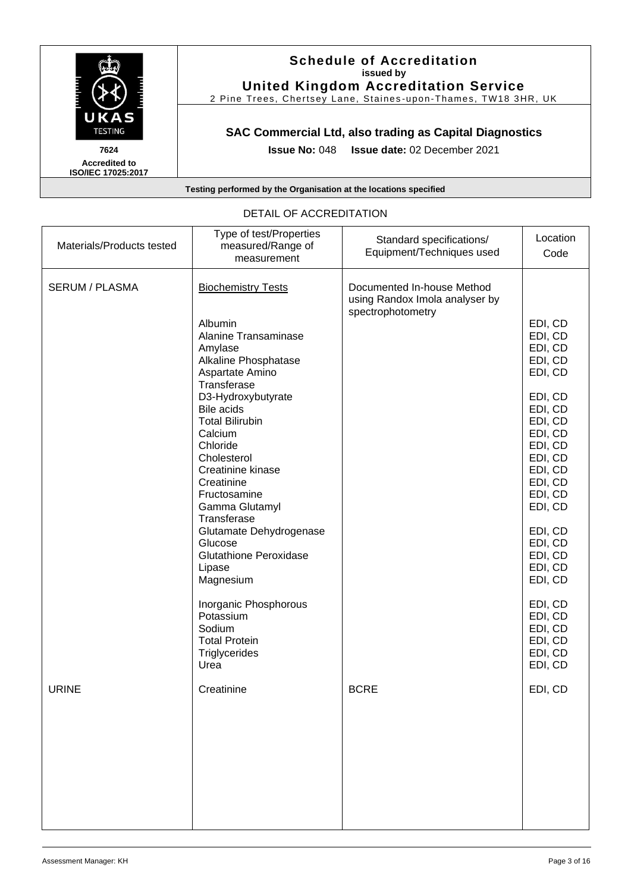# Schedule of Accreditation
**issued by**
**United Kingdom Accreditation Service**
2 Pine Trees, Chertsey Lane, Staines-upon-Thames, TW18 3HR, UK

UKAS TESTING
7624
**Accredited to ISO/IEC 17025:2017**

## SAC Commercial Ltd, also trading as Capital Diagnostics

**Issue No:** 048 **Issue date:** 02 December 2021

**Testing performed by the Organisation at the locations specified**

DETAIL OF ACCREDITATION

| Materials/Products tested | Type of test/Properties measured/Range of measurement | Standard specifications/ Equipment/Techniques used | Location Code |
|---|---|---|---|
| SERUM / PLASMA | Biochemistry Tests | Documented In-house Method using Randox Imola analyser by spectrophotometry | |
| | Albumin | | EDI, CD |
| | Alanine Transaminase | | EDI, CD |
| | Amylase | | EDI, CD |
| | Alkaline Phosphatase | | EDI, CD |
| | Aspartate Amino Transferase | | EDI, CD |
| | D3-Hydroxybutyrate | | EDI, CD |
| | Bile acids | | EDI, CD |
| | Total Bilirubin | | EDI, CD |
| | Calcium | | EDI, CD |
| | Chloride | | EDI, CD |
| | Cholesterol | | EDI, CD |
| | Creatinine kinase | | EDI, CD |
| | Creatinine | | EDI, CD |
| | Fructosamine | | EDI, CD |
| | Gamma Glutamyl Transferase | | EDI, CD |
| | Glutamate Dehydrogenase | | EDI, CD |
| | Glucose | | EDI, CD |
| | Glutathione Peroxidase | | EDI, CD |
| | Lipase | | EDI, CD |
| | Magnesium | | EDI, CD |
| | Inorganic Phosphorous | | EDI, CD |
| | Potassium | | EDI, CD |
| | Sodium | | EDI, CD |
| | Total Protein | | EDI, CD |
| | Triglycerides | | EDI, CD |
| | Urea | | EDI, CD |
| URINE | Creatinine | BCRE | EDI, CD |

Assessment Manager: KH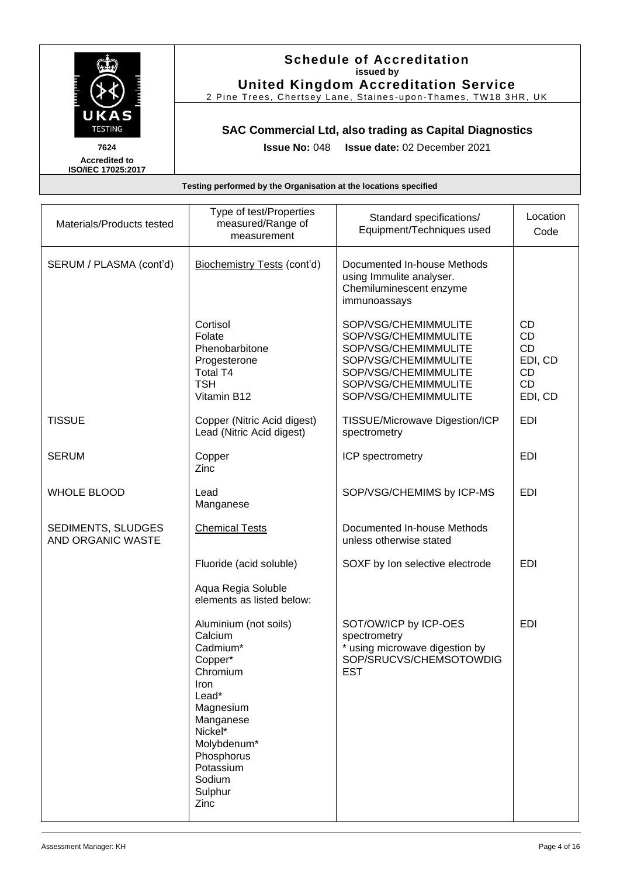## Schedule of Accreditation
**issued by**
**United Kingdom Accreditation Service**
2 Pine Trees, Chertsey Lane, Staines-upon-Thames, TW18 3HR, UK

UKAS TESTING
7624
**Accredited to ISO/IEC 17025:2017**

### SAC Commercial Ltd, also trading as Capital Diagnostics

**Issue No:** 048 **Issue date:** 02 December 2021

**Testing performed by the Organisation at the locations specified**

| Materials/Products tested | Type of test/Properties measured/Range of measurement | Standard specifications/ Equipment/Techniques used | Location Code |
|---|---|---|---|
| SERUM / PLASMA (cont'd) | Biochemistry Tests (cont'd) | Documented In-house Methods using Immulite analyser. Chemiluminescent enzyme immunoassays | |
| | Cortisol | SOP/VSG/CHEMIMMULITE | CD |
| | Folate | SOP/VSG/CHEMIMMULITE | CD |
| | Phenobarbitone | SOP/VSG/CHEMIMMULITE | CD |
| | Progesterone | SOP/VSG/CHEMIMMULITE | EDI, CD |
| | Total T4 | SOP/VSG/CHEMIMMULITE | CD |
| | TSH | SOP/VSG/CHEMIMMULITE | CD |
| | Vitamin B12 | SOP/VSG/CHEMIMMULITE | EDI, CD |
| TISSUE | Copper (Nitric Acid digest)<br>Lead (Nitric Acid digest) | TISSUE/Microwave Digestion/ICP spectrometry | EDI |
| SERUM | Copper<br>Zinc | ICP spectrometry | EDI |
| WHOLE BLOOD | Lead<br>Manganese | SOP/VSG/CHEMIMS by ICP-MS | EDI |
| SEDIMENTS, SLUDGES AND ORGANIC WASTE | Chemical Tests | Documented In-house Methods unless otherwise stated | |
| | Fluoride (acid soluble) | SOXF by Ion selective electrode | EDI |
| | Aqua Regia Soluble elements as listed below: | | |
| | Aluminium (not soils)<br>Calcium<br>Cadmium*<br>Copper*<br>Chromium<br>Iron<br>Lead*<br>Magnesium<br>Manganese<br>Nickel*<br>Molybdenum*<br>Phosphorus<br>Potassium<br>Sodium<br>Sulphur<br>Zinc | SOT/OW/ICP by ICP-OES spectrometry<br>* using microwave digestion by SOP/SRUCVS/CHEMSOTOWDIGEST | EDI |

Assessment Manager: KH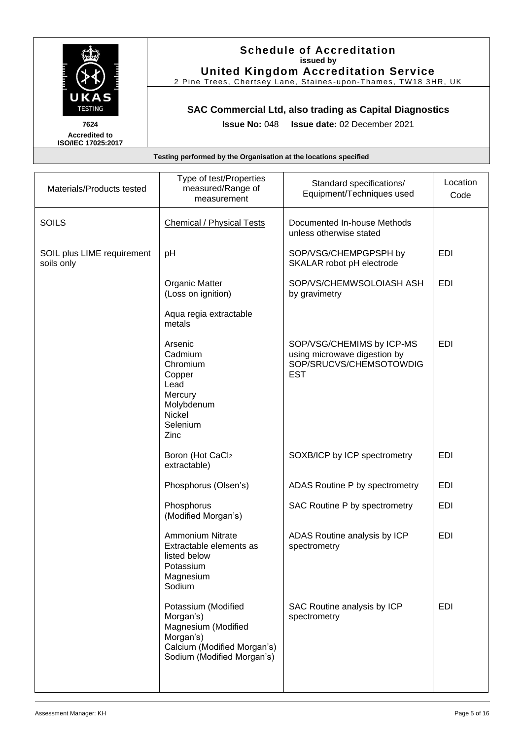# Schedule of Accreditation

**issued by**

**United Kingdom Accreditation Service**

2 Pine Trees, Chertsey Lane, Staines-upon-Thames, TW18 3HR, UK

UKAS TESTING

7624

Accredited to ISO/IEC 17025:2017

## SAC Commercial Ltd, also trading as Capital Diagnostics

**Issue No:** 048 **Issue date:** 02 December 2021

**Testing performed by the Organisation at the locations specified**

| Materials/Products tested | Type of test/Properties measured/Range of measurement | Standard specifications/ Equipment/Techniques used | Location Code |
|---|---|---|---|
| SOILS | Chemical / Physical Tests | Documented In-house Methods unless otherwise stated | |
| SOIL plus LIME requirement soils only | pH | SOP/VSG/CHEMPGPSPH by SKALAR robot pH electrode | EDI |
| | Organic Matter (Loss on ignition) | SOP/VS/CHEMWSOLOIASH ASH by gravimetry | EDI |
| | Aqua regia extractable metals | | |
| | Arsenic<br>Cadmium<br>Chromium<br>Copper<br>Lead<br>Mercury<br>Molybdenum<br>Nickel<br>Selenium<br>Zinc | SOP/VSG/CHEMIMS by ICP-MS using microwave digestion by SOP/SRUCVS/CHEMSOTOWDIGEST | EDI |
| | Boron (Hot $CaCl_2$ extractable) | SOXB/ICP by ICP spectrometry | EDI |
| | Phosphorus (Olsen's) | ADAS Routine P by spectrometry | EDI |
| | Phosphorus (Modified Morgan's) | SAC Routine P by spectrometry | EDI |
| | Ammonium Nitrate Extractable elements as listed below<br>Potassium<br>Magnesium<br>Sodium | ADAS Routine analysis by ICP spectrometry | EDI |
| | Potassium (Modified Morgan's)<br>Magnesium (Modified Morgan's)<br>Calcium (Modified Morgan's)<br>Sodium (Modified Morgan's) | SAC Routine analysis by ICP spectrometry | EDI |

Assessment Manager: KH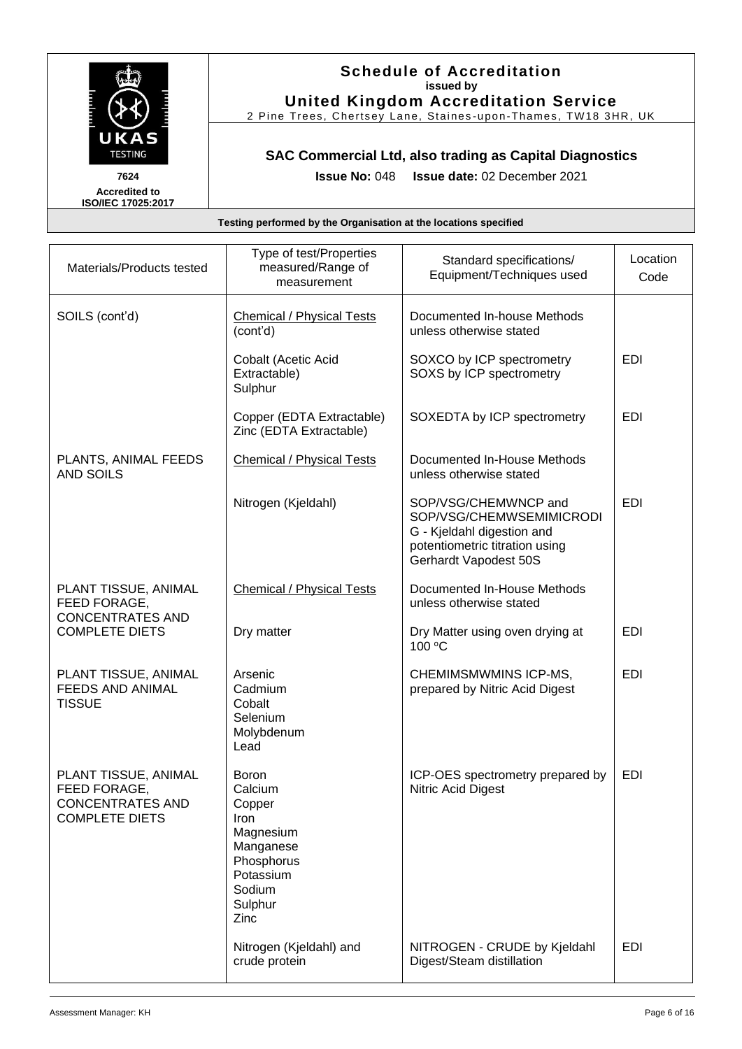## Schedule of Accreditation
**issued by**
**United Kingdom Accreditation Service**
2 Pine Trees, Chertsey Lane, Staines-upon-Thames, TW18 3HR, UK

UKAS TESTING
**7624**
**Accredited to ISO/IEC 17025:2017**

### SAC Commercial Ltd, also trading as Capital Diagnostics

**Issue No:** 048 **Issue date:** 02 December 2021

**Testing performed by the Organisation at the locations specified**

| Materials/Products tested | Type of test/Properties measured/Range of measurement | Standard specifications/ Equipment/Techniques used | Location Code |
|---|---|---|---|
| SOILS (cont'd) | Chemical / Physical Tests (cont'd) | Documented In-house Methods unless otherwise stated | |
| | Cobalt (Acetic Acid Extractable)<br>Sulphur | SOXCO by ICP spectrometry<br>SOXS by ICP spectrometry | EDI |
| | Copper (EDTA Extractable)<br>Zinc (EDTA Extractable) | SOXEDTA by ICP spectrometry | EDI |
| PLANTS, ANIMAL FEEDS AND SOILS | Chemical / Physical Tests | Documented In-House Methods unless otherwise stated | |
| | Nitrogen (Kjeldahl) | SOP/VSG/CHEMWNCP and SOP/VSG/CHEMWSEMIMICRODI G - Kjeldahl digestion and potentiometric titration using Gerhardt Vapodest 50S | EDI |
| PLANT TISSUE, ANIMAL FEED FORAGE, CONCENTRATES AND COMPLETE DIETS | Chemical / Physical Tests | Documented In-House Methods unless otherwise stated | |
| | Dry matter | Dry Matter using oven drying at 100 °C | EDI |
| PLANT TISSUE, ANIMAL FEEDS AND ANIMAL TISSUE | Arsenic<br>Cadmium<br>Cobalt<br>Selenium<br>Molybdenum<br>Lead | CHEMIMSMWMINS ICP-MS, prepared by Nitric Acid Digest | EDI |
| PLANT TISSUE, ANIMAL FEED FORAGE, CONCENTRATES AND COMPLETE DIETS | Boron<br>Calcium<br>Copper<br>Iron<br>Magnesium<br>Manganese<br>Phosphorus<br>Potassium<br>Sodium<br>Sulphur<br>Zinc | ICP-OES spectrometry prepared by Nitric Acid Digest | EDI |
| | Nitrogen (Kjeldahl) and crude protein | NITROGEN - CRUDE by Kjeldahl Digest/Steam distillation | EDI |

Assessment Manager: KH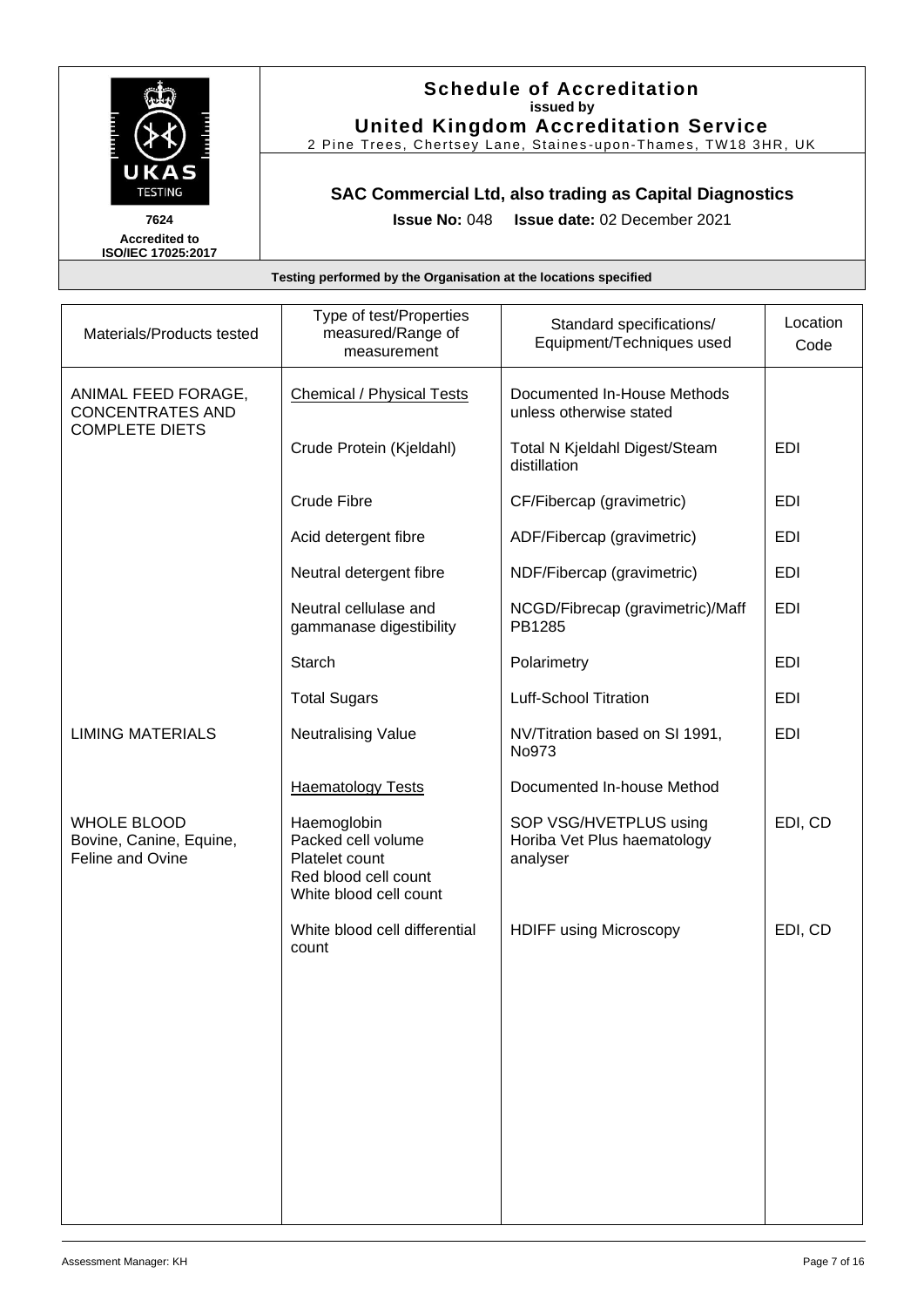# Schedule of Accreditation

issued by

**United Kingdom Accreditation Service**

2 Pine Trees, Chertsey Lane, Staines-upon-Thames, TW18 3HR, UK

7624

Accredited to ISO/IEC 17025:2017

## SAC Commercial Ltd, also trading as Capital Diagnostics

**Issue No:** 048 **Issue date:** 02 December 2021

**Testing performed by the Organisation at the locations specified**

| Materials/Products tested | Type of test/Properties measured/Range of measurement | Standard specifications/ Equipment/Techniques used | Location Code |
|---|---|---|---|
| ANIMAL FEED FORAGE, CONCENTRATES AND COMPLETE DIETS | Chemical / Physical Tests | Documented In-House Methods unless otherwise stated | |
| | Crude Protein (Kjeldahl) | Total N Kjeldahl Digest/Steam distillation | EDI |
| | Crude Fibre | CF/Fibercap (gravimetric) | EDI |
| | Acid detergent fibre | ADF/Fibercap (gravimetric) | EDI |
| | Neutral detergent fibre | NDF/Fibercap (gravimetric) | EDI |
| | Neutral cellulase and gammanase digestibility | NCGD/Fibrecap (gravimetric)/Maff PB1285 | EDI |
| | Starch | Polarimetry | EDI |
| | Total Sugars | Luff-School Titration | EDI |
| LIMING MATERIALS | Neutralising Value | NV/Titration based on SI 1991, No973 | EDI |
| | Haematology Tests | Documented In-house Method | |
| WHOLE BLOOD Bovine, Canine, Equine, Feline and Ovine | Haemoglobin<br>Packed cell volume<br>Platelet count<br>Red blood cell count<br>White blood cell count | SOP VSG/HVETPLUS using Horiba Vet Plus haematology analyser | EDI, CD |
| | White blood cell differential count | HDIFF using Microscopy | EDI, CD |

Assessment Manager: KH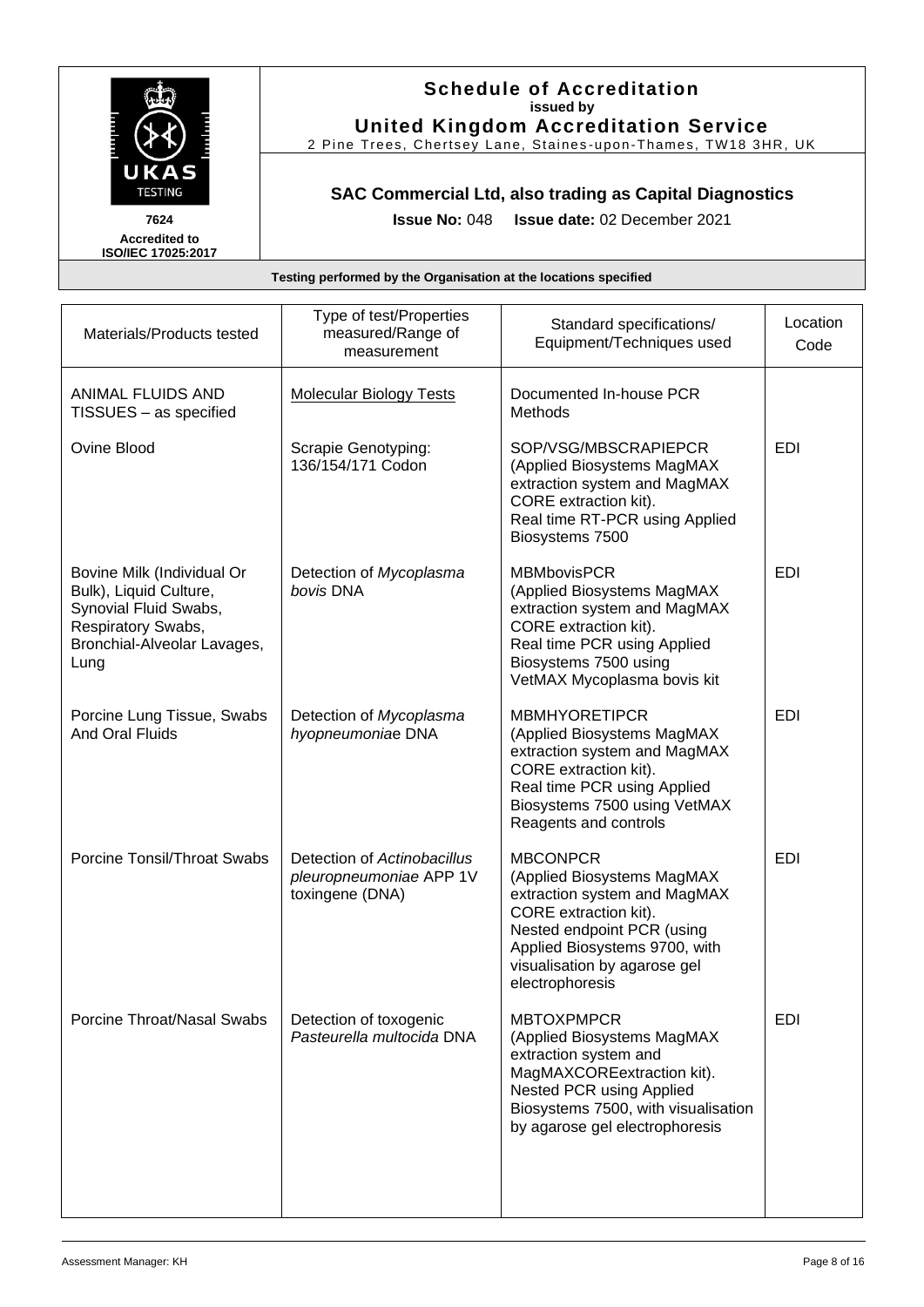# Schedule of Accreditation

**issued by**

**United Kingdom Accreditation Service**

2 Pine Trees, Chertsey Lane, Staines-upon-Thames, TW18 3HR, UK

7624

Accredited to ISO/IEC 17025:2017

## SAC Commercial Ltd, also trading as Capital Diagnostics

**Issue No:** 048 **Issue date:** 02 December 2021

**Testing performed by the Organisation at the locations specified**

| Materials/Products tested | Type of test/Properties measured/Range of measurement | Standard specifications/ Equipment/Techniques used | Location Code |
|---|---|---|---|
| ANIMAL FLUIDS AND TISSUES – as specified | Molecular Biology Tests | Documented In-house PCR Methods | |
| Ovine Blood | Scrapie Genotyping: 136/154/171 Codon | SOP/VSG/MBSCRAPIEPCR (Applied Biosystems MagMAX extraction system and MagMAX CORE extraction kit). Real time RT-PCR using Applied Biosystems 7500 | EDI |
| Bovine Milk (Individual Or Bulk), Liquid Culture, Synovial Fluid Swabs, Respiratory Swabs, Bronchial-Alveolar Lavages, Lung | Detection of *Mycoplasma bovis* DNA | MBMbovisPCR (Applied Biosystems MagMAX extraction system and MagMAX CORE extraction kit). Real time PCR using Applied Biosystems 7500 using VetMAX Mycoplasma bovis kit | EDI |
| Porcine Lung Tissue, Swabs And Oral Fluids | Detection of *Mycoplasma hyopneumoniae* DNA | MBMHYORETIPCR (Applied Biosystems MagMAX extraction system and MagMAX CORE extraction kit). Real time PCR using Applied Biosystems 7500 using VetMAX Reagents and controls | EDI |
| Porcine Tonsil/Throat Swabs | Detection of *Actinobacillus pleuropneumoniae* APP 1V toxingene (DNA) | MBCONPCR (Applied Biosystems MagMAX extraction system and MagMAX CORE extraction kit). Nested endpoint PCR (using Applied Biosystems 9700, with visualisation by agarose gel electrophoresis | EDI |
| Porcine Throat/Nasal Swabs | Detection of toxogenic *Pasteurella multocida* DNA | MBTOXPMPCR (Applied Biosystems MagMAX extraction system and MagMAXCOREextraction kit). Nested PCR using Applied Biosystems 7500, with visualisation by agarose gel electrophoresis | EDI |

Assessment Manager: KH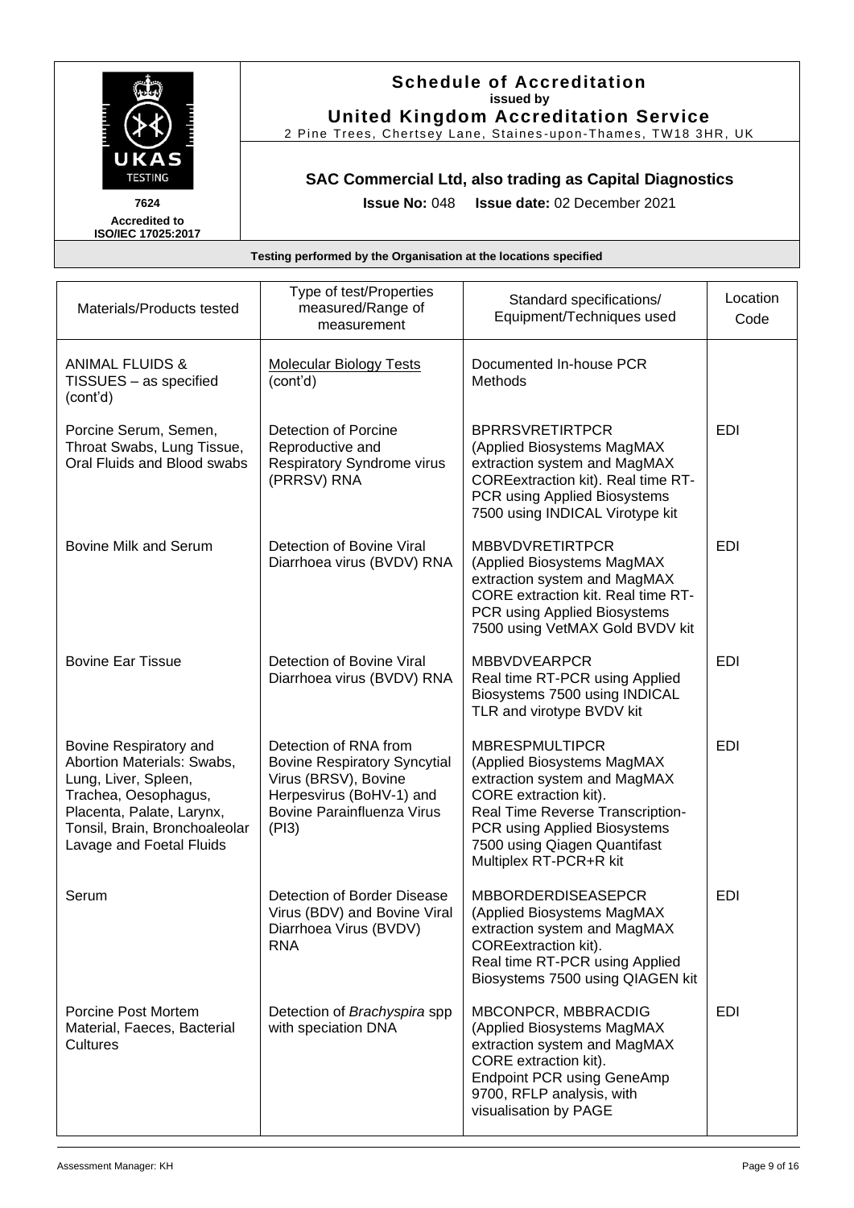# Schedule of Accreditation

**issued by**

**United Kingdom Accreditation Service**

2 Pine Trees, Chertsey Lane, Staines-upon-Thames, TW18 3HR, UK

7624

Accredited to ISO/IEC 17025:2017

## SAC Commercial Ltd, also trading as Capital Diagnostics

**Issue No:** 048 **Issue date:** 02 December 2021

**Testing performed by the Organisation at the locations specified**

| Materials/Products tested | Type of test/Properties measured/Range of measurement | Standard specifications/ Equipment/Techniques used | Location Code |
|---|---|---|---|
| ANIMAL FLUIDS & TISSUES – as specified (cont'd) | Molecular Biology Tests (cont'd) | Documented In-house PCR Methods | |
| Porcine Serum, Semen, Throat Swabs, Lung Tissue, Oral Fluids and Blood swabs | Detection of Porcine Reproductive and Respiratory Syndrome virus (PRRSV) RNA | BPRRSVRETIRTPCR (Applied Biosystems MagMAX extraction system and MagMAX COREextraction kit). Real time RT-PCR using Applied Biosystems 7500 using INDICAL Virotype kit | EDI |
| Bovine Milk and Serum | Detection of Bovine Viral Diarrhoea virus (BVDV) RNA | MBBVDVRETIRTPCR (Applied Biosystems MagMAX extraction system and MagMAX CORE extraction kit. Real time RT-PCR using Applied Biosystems 7500 using VetMAX Gold BVDV kit | EDI |
| Bovine Ear Tissue | Detection of Bovine Viral Diarrhoea virus (BVDV) RNA | MBBVDVEARPCR Real time RT-PCR using Applied Biosystems 7500 using INDICAL TLR and virotype BVDV kit | EDI |
| Bovine Respiratory and Abortion Materials: Swabs, Lung, Liver, Spleen, Trachea, Oesophagus, Placenta, Palate, Larynx, Tonsil, Brain, Bronchoaleolar Lavage and Foetal Fluids | Detection of RNA from Bovine Respiratory Syncytial Virus (BRSV), Bovine Herpesvirus (BoHV-1) and Bovine Parainfluenza Virus (PI3) | MBRESPMULTIPCR (Applied Biosystems MagMAX extraction system and MagMAX CORE extraction kit). Real Time Reverse Transcription-PCR using Applied Biosystems 7500 using Qiagen Quantifast Multiplex RT-PCR+R kit | EDI |
| Serum | Detection of Border Disease Virus (BDV) and Bovine Viral Diarrhoea Virus (BVDV) RNA | MBBORDERDISEASEPCR (Applied Biosystems MagMAX extraction system and MagMAX COREextraction kit). Real time RT-PCR using Applied Biosystems 7500 using QIAGEN kit | EDI |
| Porcine Post Mortem Material, Faeces, Bacterial Cultures | Detection of *Brachyspira* spp with speciation DNA | MBCONPCR, MBBRACDIG (Applied Biosystems MagMAX extraction system and MagMAX CORE extraction kit). Endpoint PCR using GeneAmp 9700, RFLP analysis, with visualisation by PAGE | EDI |

Assessment Manager: KH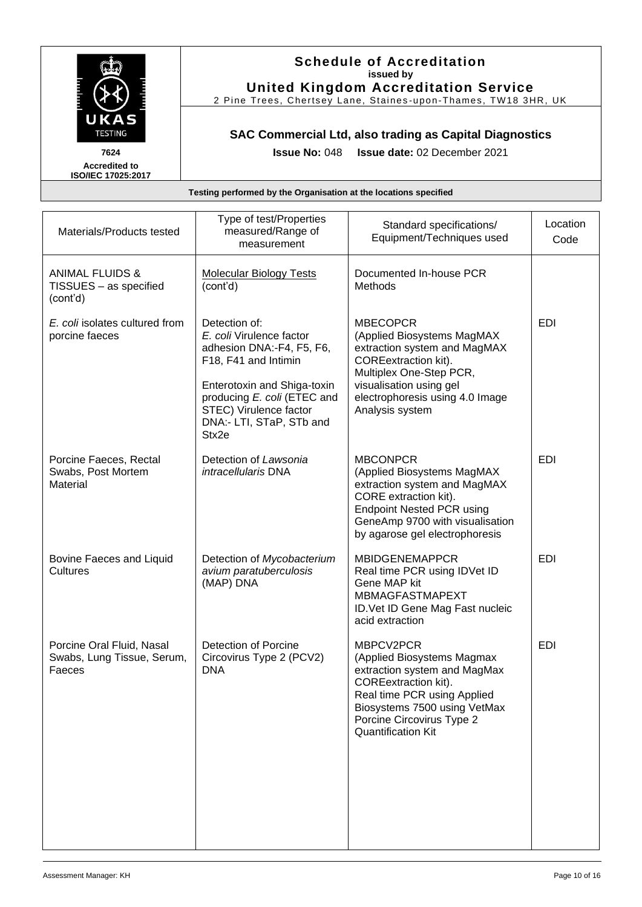# Schedule of Accreditation

**issued by**

**United Kingdom Accreditation Service**

2 Pine Trees, Chertsey Lane, Staines-upon-Thames, TW18 3HR, UK

7624

Accredited to ISO/IEC 17025:2017

## SAC Commercial Ltd, also trading as Capital Diagnostics

**Issue No:** 048 **Issue date:** 02 December 2021

Testing performed by the Organisation at the locations specified

| Materials/Products tested | Type of test/Properties measured/Range of measurement | Standard specifications/ Equipment/Techniques used | Location Code |
|---|---|---|---|
| ANIMAL FLUIDS & TISSUES – as specified (cont'd) | Molecular Biology Tests (cont'd) | Documented In-house PCR Methods | |
| *E. coli* isolates cultured from porcine faeces | Detection of: *E. coli* Virulence factor adhesion DNA:-F4, F5, F6, F18, F41 and Intimin<br><br>Enterotoxin and Shiga-toxin producing *E. coli* (ETEC and STEC) Virulence factor DNA:- LTI, STaP, STb and Stx2e | MBECOPCR (Applied Biosystems MagMAX extraction system and MagMAX COREextraction kit). Multiplex One-Step PCR, visualisation using gel electrophoresis using 4.0 Image Analysis system | EDI |
| Porcine Faeces, Rectal Swabs, Post Mortem Material | Detection of *Lawsonia intracellularis* DNA | MBCONPCR (Applied Biosystems MagMAX extraction system and MagMAX CORE extraction kit). Endpoint Nested PCR using GeneAmp 9700 with visualisation by agarose gel electrophoresis | EDI |
| Bovine Faeces and Liquid Cultures | Detection of *Mycobacterium avium paratuberculosis* (MAP) DNA | MBIDGENEMAPPCR Real time PCR using IDVet ID Gene MAP kit<br>MBMAGFASTMAPEXT ID.Vet ID Gene Mag Fast nucleic acid extraction | EDI |
| Porcine Oral Fluid, Nasal Swabs, Lung Tissue, Serum, Faeces | Detection of Porcine Circovirus Type 2 (PCV2) DNA | MBPCV2PCR (Applied Biosystems Magmax extraction system and MagMax COREextraction kit). Real time PCR using Applied Biosystems 7500 using VetMax Porcine Circovirus Type 2 Quantification Kit | EDI |

Assessment Manager: KH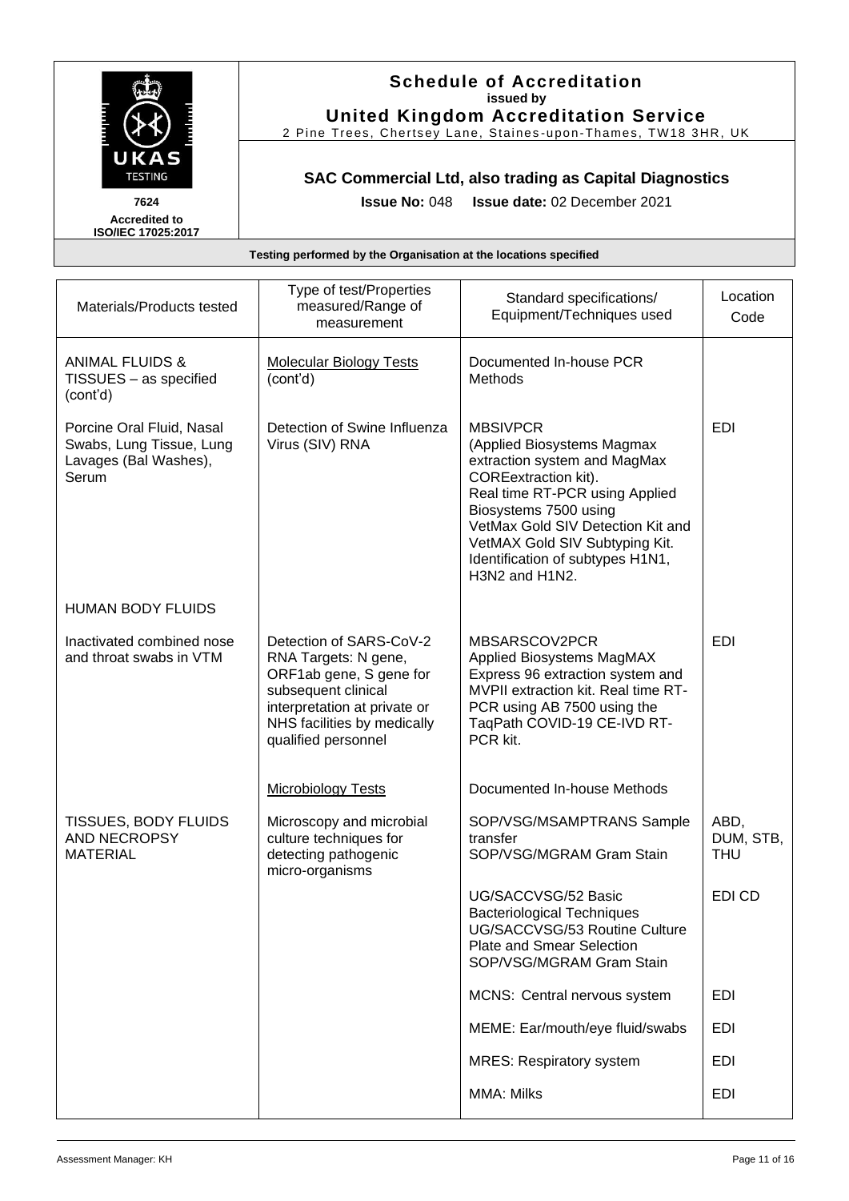# Schedule of Accreditation
issued by
**United Kingdom Accreditation Service**
2 Pine Trees, Chertsey Lane, Staines-upon-Thames, TW18 3HR, UK

UKAS TESTING
7624
**Accredited to ISO/IEC 17025:2017**

## SAC Commercial Ltd, also trading as Capital Diagnostics

**Issue No:** 048  **Issue date:** 02 December 2021

**Testing performed by the Organisation at the locations specified**

| Materials/Products tested | Type of test/Properties measured/Range of measurement | Standard specifications/ Equipment/Techniques used | Location Code |
|---|---|---|---|
| ANIMAL FLUIDS & TISSUES – as specified (cont'd) | Molecular Biology Tests (cont'd) | Documented In-house PCR Methods | |
| Porcine Oral Fluid, Nasal Swabs, Lung Tissue, Lung Lavages (Bal Washes), Serum | Detection of Swine Influenza Virus (SIV) RNA | MBSIVPCR (Applied Biosystems Magmax extraction system and MagMax COREextraction kit). Real time RT-PCR using Applied Biosystems 7500 using VetMax Gold SIV Detection Kit and VetMAX Gold SIV Subtyping Kit. Identification of subtypes H1N1, H3N2 and H1N2. | EDI |
| HUMAN BODY FLUIDS | | | |
| Inactivated combined nose and throat swabs in VTM | Detection of SARS-CoV-2 RNA Targets: N gene, ORF1ab gene, S gene for subsequent clinical interpretation at private or NHS facilities by medically qualified personnel | MBSARSCOV2PCR Applied Biosystems MagMAX Express 96 extraction system and MVPII extraction kit. Real time RT-PCR using AB 7500 using the TaqPath COVID-19 CE-IVD RT-PCR kit. | EDI |
| | Microbiology Tests | Documented In-house Methods | |
| TISSUES, BODY FLUIDS AND NECROPSY MATERIAL | Microscopy and microbial culture techniques for detecting pathogenic micro-organisms | SOP/VSG/MSAMPTRANS Sample transfer<br>SOP/VSG/MGRAM Gram Stain | ABD, DUM, STB, THU |
| | | UG/SACCVSG/52 Basic Bacteriological Techniques<br>UG/SACCVSG/53 Routine Culture Plate and Smear Selection<br>SOP/VSG/MGRAM Gram Stain | EDI CD |
| | | MCNS: Central nervous system | EDI |
| | | MEME: Ear/mouth/eye fluid/swabs | EDI |
| | | MRES: Respiratory system | EDI |
| | | MMA: Milks | EDI |

Assessment Manager: KH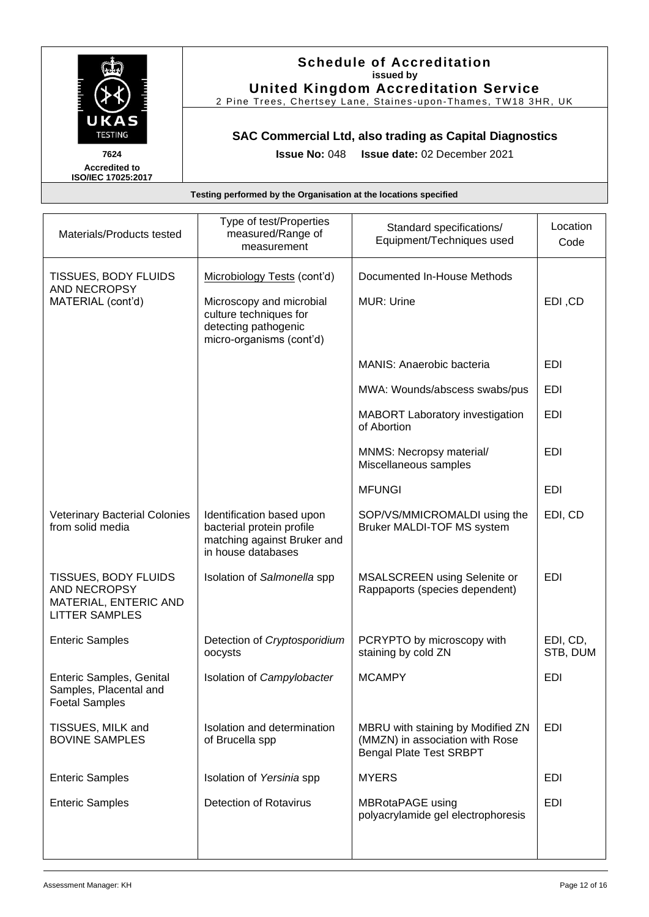# Schedule of Accreditation
issued by
**United Kingdom Accreditation Service**
2 Pine Trees, Chertsey Lane, Staines-upon-Thames, TW18 3HR, UK

7624
Accredited to ISO/IEC 17025:2017

## SAC Commercial Ltd, also trading as Capital Diagnostics

**Issue No:** 048 **Issue date:** 02 December 2021

Testing performed by the Organisation at the locations specified

| Materials/Products tested | Type of test/Properties measured/Range of measurement | Standard specifications/ Equipment/Techniques used | Location Code |
|---|---|---|---|
| TISSUES, BODY FLUIDS AND NECROPSY MATERIAL (cont'd) | Microbiology Tests (cont'd) | Documented In-House Methods | |
| | Microscopy and microbial culture techniques for detecting pathogenic micro-organisms (cont'd) | MUR: Urine | EDI ,CD |
| | | MANIS: Anaerobic bacteria | EDI |
| | | MWA: Wounds/abscess swabs/pus | EDI |
| | | MABORT Laboratory investigation of Abortion | EDI |
| | | MNMS: Necropsy material/ Miscellaneous samples | EDI |
| | | MFUNGI | EDI |
| Veterinary Bacterial Colonies from solid media | Identification based upon bacterial protein profile matching against Bruker and in house databases | SOP/VS/MMICROMALDI using the Bruker MALDI-TOF MS system | EDI, CD |
| TISSUES, BODY FLUIDS AND NECROPSY MATERIAL, ENTERIC AND LITTER SAMPLES | Isolation of *Salmonella* spp | MSALSCREEN using Selenite or Rappaports (species dependent) | EDI |
| Enteric Samples | Detection of *Cryptosporidium* oocysts | PCRYPTO by microscopy with staining by cold ZN | EDI, CD, STB, DUM |
| Enteric Samples, Genital Samples, Placental and Foetal Samples | Isolation of *Campylobacter* | MCAMPY | EDI |
| TISSUES, MILK and BOVINE SAMPLES | Isolation and determination of Brucella spp | MBRU with staining by Modified ZN (MMZN) in association with Rose Bengal Plate Test SRBPT | EDI |
| Enteric Samples | Isolation of *Yersinia* spp | MYERS | EDI |
| Enteric Samples | Detection of Rotavirus | MBRotaPAGE using polyacrylamide gel electrophoresis | EDI |

Assessment Manager: KH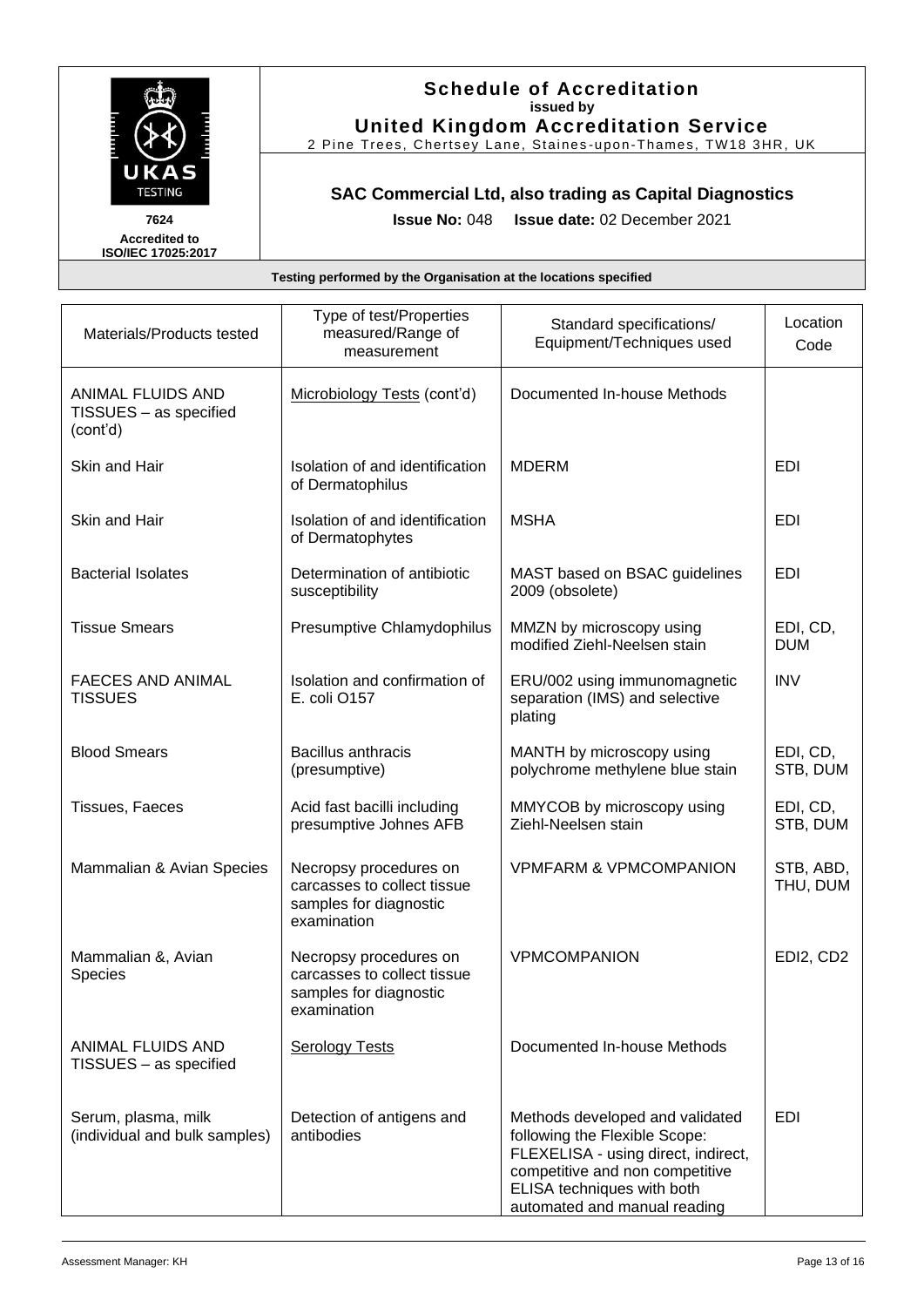# Schedule of Accreditation
**issued by**
**United Kingdom Accreditation Service**

2 Pine Trees, Chertsey Lane, Staines-upon-Thames, TW18 3HR, UK

7624
**Accredited to ISO/IEC 17025:2017**

## SAC Commercial Ltd, also trading as Capital Diagnostics

**Issue No:** 048 **Issue date:** 02 December 2021

**Testing performed by the Organisation at the locations specified**

| Materials/Products tested | Type of test/Properties measured/Range of measurement | Standard specifications/ Equipment/Techniques used | Location Code |
|---|---|---|---|
| ANIMAL FLUIDS AND TISSUES – as specified (cont'd) | Microbiology Tests (cont'd) | Documented In-house Methods | |
| Skin and Hair | Isolation of and identification of Dermatophilus | MDERM | EDI |
| Skin and Hair | Isolation of and identification of Dermatophytes | MSHA | EDI |
| Bacterial Isolates | Determination of antibiotic susceptibility | MAST based on BSAC guidelines 2009 (obsolete) | EDI |
| Tissue Smears | Presumptive Chlamydophilus | MMZN by microscopy using modified Ziehl-Neelsen stain | EDI, CD, DUM |
| FAECES AND ANIMAL TISSUES | Isolation and confirmation of E. coli O157 | ERU/002 using immunomagnetic separation (IMS) and selective plating | INV |
| Blood Smears | Bacillus anthracis (presumptive) | MANTH by microscopy using polychrome methylene blue stain | EDI, CD, STB, DUM |
| Tissues, Faeces | Acid fast bacilli including presumptive Johnes AFB | MMYCOB by microscopy using Ziehl-Neelsen stain | EDI, CD, STB, DUM |
| Mammalian & Avian Species | Necropsy procedures on carcasses to collect tissue samples for diagnostic examination | VPMFARM & VPMCOMPANION | STB, ABD, THU, DUM |
| Mammalian &, Avian Species | Necropsy procedures on carcasses to collect tissue samples for diagnostic examination | VPMCOMPANION | EDI2, CD2 |
| ANIMAL FLUIDS AND TISSUES – as specified | Serology Tests | Documented In-house Methods | |
| Serum, plasma, milk (individual and bulk samples) | Detection of antigens and antibodies | Methods developed and validated following the Flexible Scope: FLEXELISA - using direct, indirect, competitive and non competitive ELISA techniques with both automated and manual reading | EDI |

Assessment Manager: KH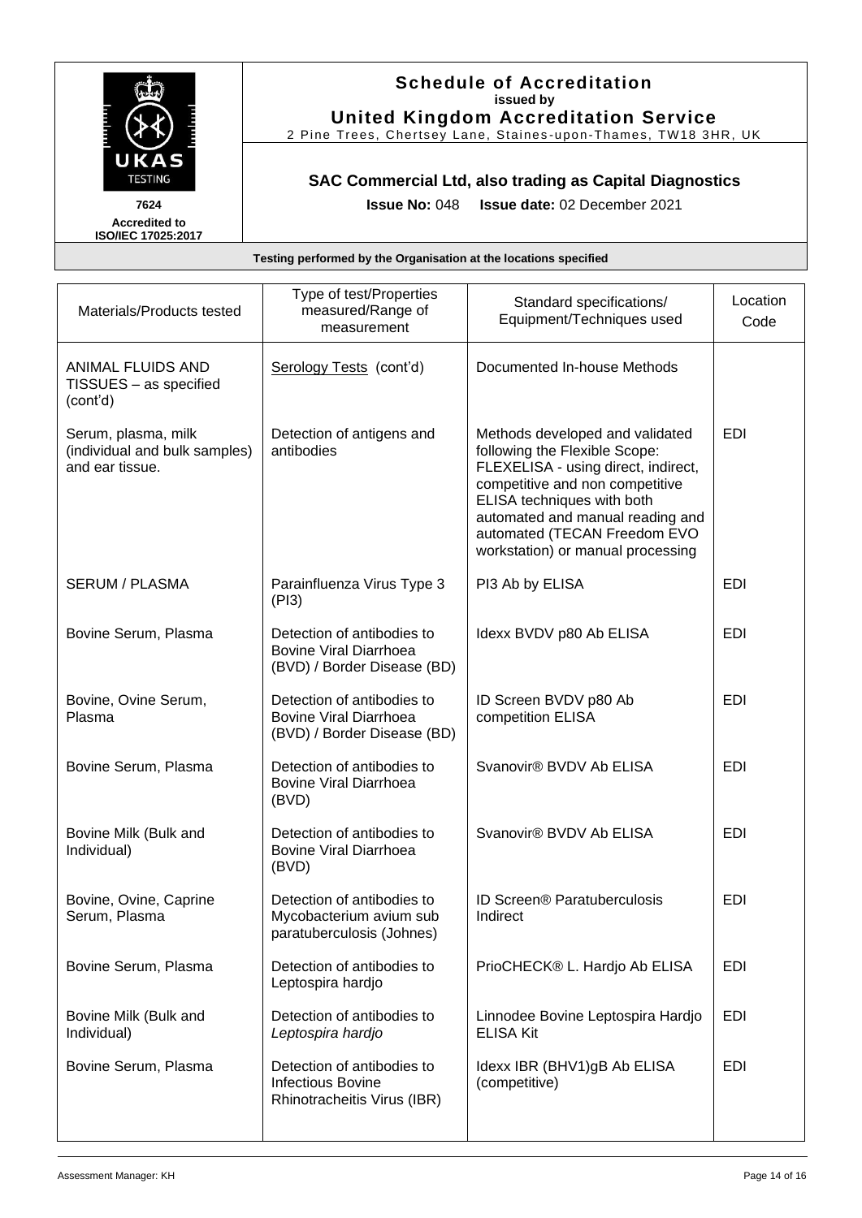# Schedule of Accreditation

issued by

**United Kingdom Accreditation Service**

2 Pine Trees, Chertsey Lane, Staines-upon-Thames, TW18 3HR, UK

7624

Accredited to ISO/IEC 17025:2017

## SAC Commercial Ltd, also trading as Capital Diagnostics

**Issue No:** 048 **Issue date:** 02 December 2021

**Testing performed by the Organisation at the locations specified**

| Materials/Products tested | Type of test/Properties measured/Range of measurement | Standard specifications/ Equipment/Techniques used | Location Code |
|---|---|---|---|
| ANIMAL FLUIDS AND TISSUES – as specified (cont'd) | Serology Tests (cont'd) | Documented In-house Methods | |
| Serum, plasma, milk (individual and bulk samples) and ear tissue. | Detection of antigens and antibodies | Methods developed and validated following the Flexible Scope: FLEXELISA - using direct, indirect, competitive and non competitive ELISA techniques with both automated and manual reading and automated (TECAN Freedom EVO workstation) or manual processing | EDI |
| SERUM / PLASMA | Parainfluenza Virus Type 3 (PI3) | PI3 Ab by ELISA | EDI |
| Bovine Serum, Plasma | Detection of antibodies to Bovine Viral Diarrhoea (BVD) / Border Disease (BD) | Idexx BVDV p80 Ab ELISA | EDI |
| Bovine, Ovine Serum, Plasma | Detection of antibodies to Bovine Viral Diarrhoea (BVD) / Border Disease (BD) | ID Screen BVDV p80 Ab competition ELISA | EDI |
| Bovine Serum, Plasma | Detection of antibodies to Bovine Viral Diarrhoea (BVD) | Svanovir® BVDV Ab ELISA | EDI |
| Bovine Milk (Bulk and Individual) | Detection of antibodies to Bovine Viral Diarrhoea (BVD) | Svanovir® BVDV Ab ELISA | EDI |
| Bovine, Ovine, Caprine Serum, Plasma | Detection of antibodies to Mycobacterium avium sub paratuberculosis (Johnes) | ID Screen® Paratuberculosis Indirect | EDI |
| Bovine Serum, Plasma | Detection of antibodies to Leptospira hardjo | PrioCHECK® L. Hardjo Ab ELISA | EDI |
| Bovine Milk (Bulk and Individual) | Detection of antibodies to *Leptospira hardjo* | Linnodee Bovine Leptospira Hardjo ELISA Kit | EDI |
| Bovine Serum, Plasma | Detection of antibodies to Infectious Bovine Rhinotracheitis Virus (IBR) | Idexx IBR (BHV1)gB Ab ELISA (competitive) | EDI |

Assessment Manager: KH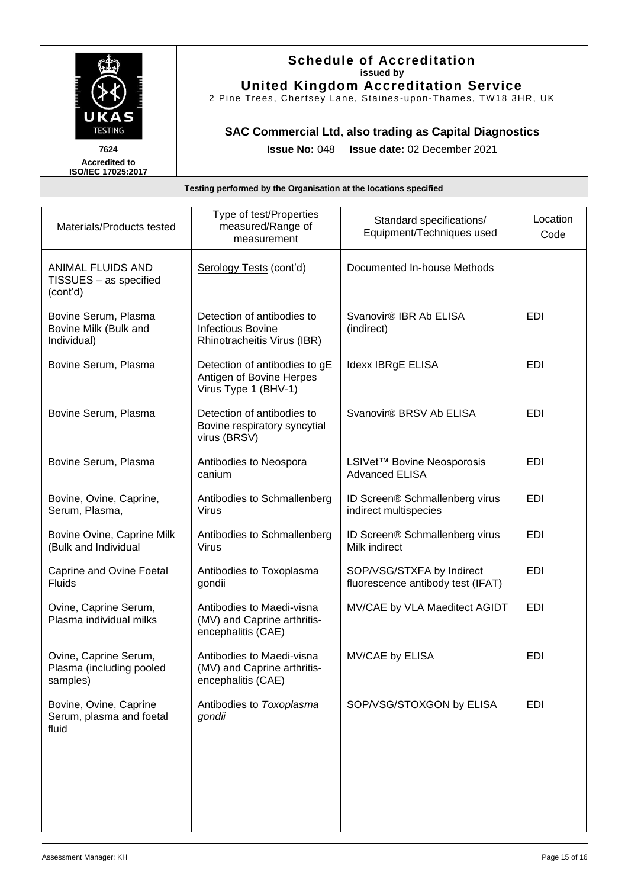**Schedule of Accreditation**
**issued by**
**United Kingdom Accreditation Service**
2 Pine Trees, Chertsey Lane, Staines-upon-Thames, TW18 3HR, UK

UKAS TESTING
7624
Accredited to ISO/IEC 17025:2017

**SAC Commercial Ltd, also trading as Capital Diagnostics**

**Issue No:** 048 **Issue date:** 02 December 2021

**Testing performed by the Organisation at the locations specified**

| Materials/Products tested | Type of test/Properties measured/Range of measurement | Standard specifications/ Equipment/Techniques used | Location Code |
|---|---|---|---|
| ANIMAL FLUIDS AND TISSUES – as specified (cont'd) | Serology Tests (cont'd) | Documented In-house Methods | |
| Bovine Serum, Plasma Bovine Milk (Bulk and Individual) | Detection of antibodies to Infectious Bovine Rhinotracheitis Virus (IBR) | Svanovir® IBR Ab ELISA (indirect) | EDI |
| Bovine Serum, Plasma | Detection of antibodies to gE Antigen of Bovine Herpes Virus Type 1 (BHV-1) | Idexx IBRgE ELISA | EDI |
| Bovine Serum, Plasma | Detection of antibodies to Bovine respiratory syncytial virus (BRSV) | Svanovir® BRSV Ab ELISA | EDI |
| Bovine Serum, Plasma | Antibodies to Neospora canium | LSIVet™ Bovine Neosporosis Advanced ELISA | EDI |
| Bovine, Ovine, Caprine, Serum, Plasma, | Antibodies to Schmallenberg Virus | ID Screen® Schmallenberg virus indirect multispecies | EDI |
| Bovine Ovine, Caprine Milk (Bulk and Individual | Antibodies to Schmallenberg Virus | ID Screen® Schmallenberg virus Milk indirect | EDI |
| Caprine and Ovine Foetal Fluids | Antibodies to Toxoplasma gondii | SOP/VSG/STXFA by Indirect fluorescence antibody test (IFAT) | EDI |
| Ovine, Caprine Serum, Plasma individual milks | Antibodies to Maedi-visna (MV) and Caprine arthritis-encephalitis (CAE) | MV/CAE by VLA Maeditect AGIDT | EDI |
| Ovine, Caprine Serum, Plasma (including pooled samples) | Antibodies to Maedi-visna (MV) and Caprine arthritis-encephalitis (CAE) | MV/CAE by ELISA | EDI |
| Bovine, Ovine, Caprine Serum, plasma and foetal fluid | Antibodies to *Toxoplasma gondii* | SOP/VSG/STOXGON by ELISA | EDI |

Assessment Manager: KH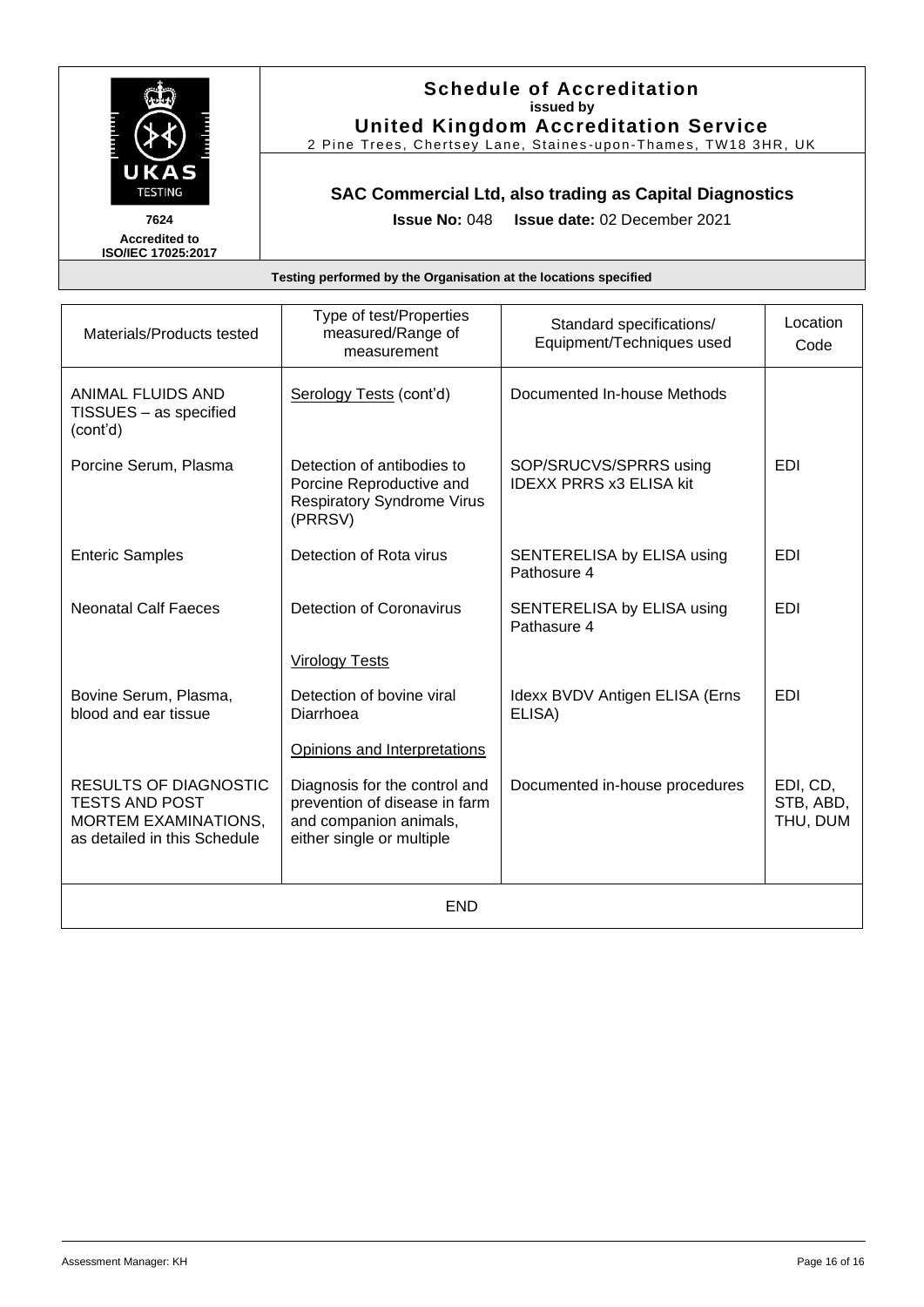# Schedule of Accreditation

**issued by**

**United Kingdom Accreditation Service**

2 Pine Trees, Chertsey Lane, Staines-upon-Thames, TW18 3HR, UK

UKAS TESTING

**7624**

**Accredited to ISO/IEC 17025:2017**

## SAC Commercial Ltd, also trading as Capital Diagnostics

**Issue No:** 048 **Issue date:** 02 December 2021

**Testing performed by the Organisation at the locations specified**

| Materials/Products tested | Type of test/Properties measured/Range of measurement | Standard specifications/ Equipment/Techniques used | Location Code |
|---|---|---|---|
| ANIMAL FLUIDS AND TISSUES – as specified (cont'd) | Serology Tests (cont'd) | Documented In-house Methods | |
| Porcine Serum, Plasma | Detection of antibodies to Porcine Reproductive and Respiratory Syndrome Virus (PRRSV) | SOP/SRUCVS/SPRRS using IDEXX PRRS x3 ELISA kit | EDI |
| Enteric Samples | Detection of Rota virus | SENTERELISA by ELISA using Pathosure 4 | EDI |
| Neonatal Calf Faeces | Detection of Coronavirus | SENTERELISA by ELISA using Pathasure 4 | EDI |
| | Virology Tests | | |
| Bovine Serum, Plasma, blood and ear tissue | Detection of bovine viral Diarrhoea | Idexx BVDV Antigen ELISA (Erns ELISA) | EDI |
| | Opinions and Interpretations | | |
| RESULTS OF DIAGNOSTIC TESTS AND POST MORTEM EXAMINATIONS, as detailed in this Schedule | Diagnosis for the control and prevention of disease in farm and companion animals, either single or multiple | Documented in-house procedures | EDI, CD, STB, ABD, THU, DUM |

END

Assessment Manager: KH